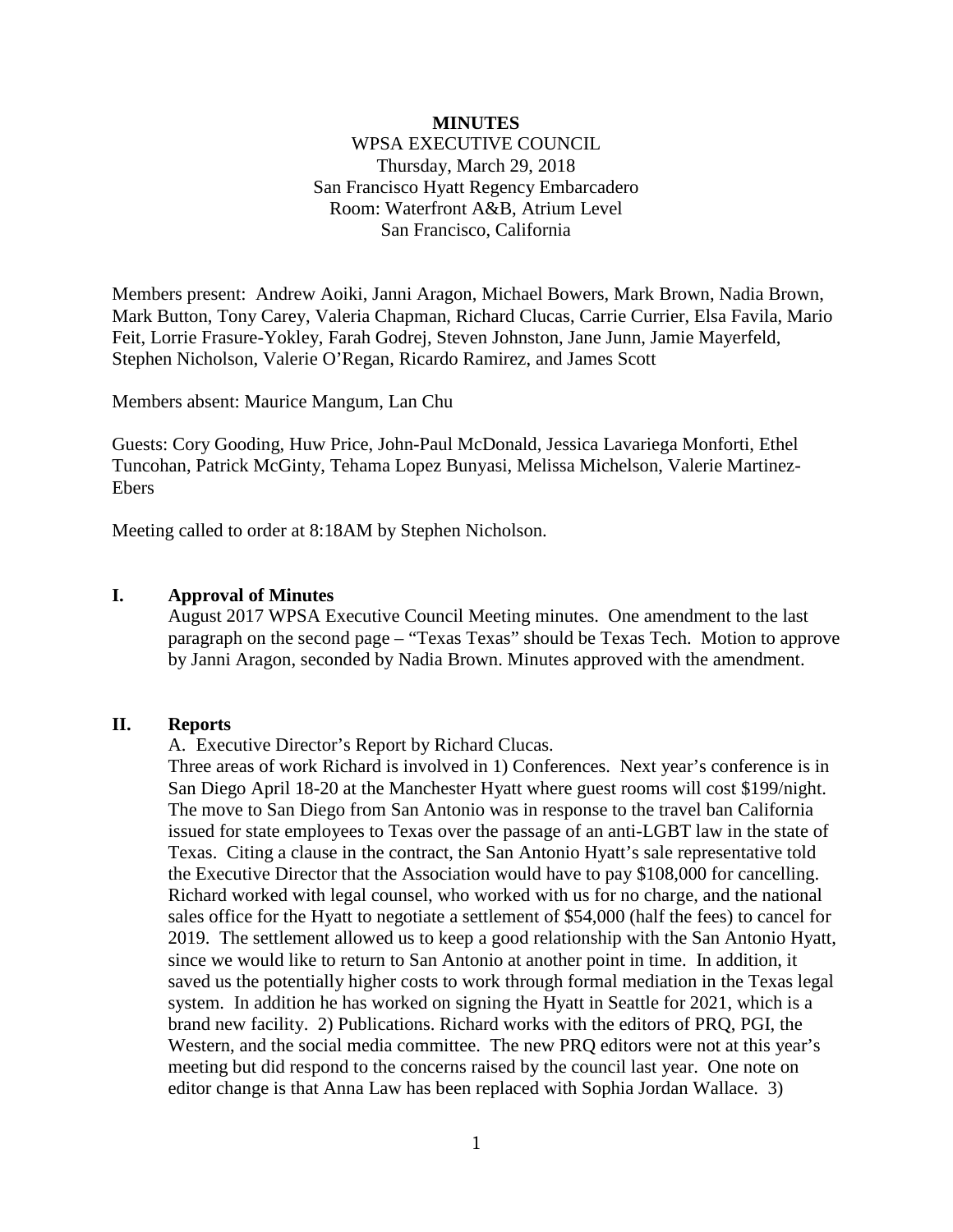**MINUTES**

WPSA EXECUTIVE COUNCIL
Thursday, March 29, 2018
San Francisco Hyatt Regency Embarcadero
Room: Waterfront A&B, Atrium Level
San Francisco, California

Members present: Andrew Aoiki, Janni Aragon, Michael Bowers, Mark Brown, Nadia Brown, Mark Button, Tony Carey, Valeria Chapman, Richard Clucas, Carrie Currier, Elsa Favila, Mario Feit, Lorrie Frasure-Yokley, Farah Godrej, Steven Johnston, Jane Junn, Jamie Mayerfeld, Stephen Nicholson, Valerie O'Regan, Ricardo Ramirez, and James Scott

Members absent: Maurice Mangum, Lan Chu

Guests: Cory Gooding, Huw Price, John-Paul McDonald, Jessica Lavariega Monforti, Ethel Tuncohan, Patrick McGinty, Tehama Lopez Bunyasi, Melissa Michelson, Valerie Martinez-Ebers

Meeting called to order at 8:18AM by Stephen Nicholson.

## I. Approval of Minutes

August 2017 WPSA Executive Council Meeting minutes. One amendment to the last paragraph on the second page – "Texas Texas" should be Texas Tech. Motion to approve by Janni Aragon, seconded by Nadia Brown. Minutes approved with the amendment.

## II. Reports

A. Executive Director's Report by Richard Clucas.

Three areas of work Richard is involved in 1) Conferences. Next year's conference is in San Diego April 18-20 at the Manchester Hyatt where guest rooms will cost $199/night. The move to San Diego from San Antonio was in response to the travel ban California issued for state employees to Texas over the passage of an anti-LGBT law in the state of Texas. Citing a clause in the contract, the San Antonio Hyatt's sale representative told the Executive Director that the Association would have to pay $108,000 for cancelling. Richard worked with legal counsel, who worked with us for no charge, and the national sales office for the Hyatt to negotiate a settlement of $54,000 (half the fees) to cancel for 2019. The settlement allowed us to keep a good relationship with the San Antonio Hyatt, since we would like to return to San Antonio at another point in time. In addition, it saved us the potentially higher costs to work through formal mediation in the Texas legal system. In addition he has worked on signing the Hyatt in Seattle for 2021, which is a brand new facility. 2) Publications. Richard works with the editors of PRQ, PGI, the Western, and the social media committee. The new PRQ editors were not at this year's meeting but did respond to the concerns raised by the council last year. One note on editor change is that Anna Law has been replaced with Sophia Jordan Wallace. 3)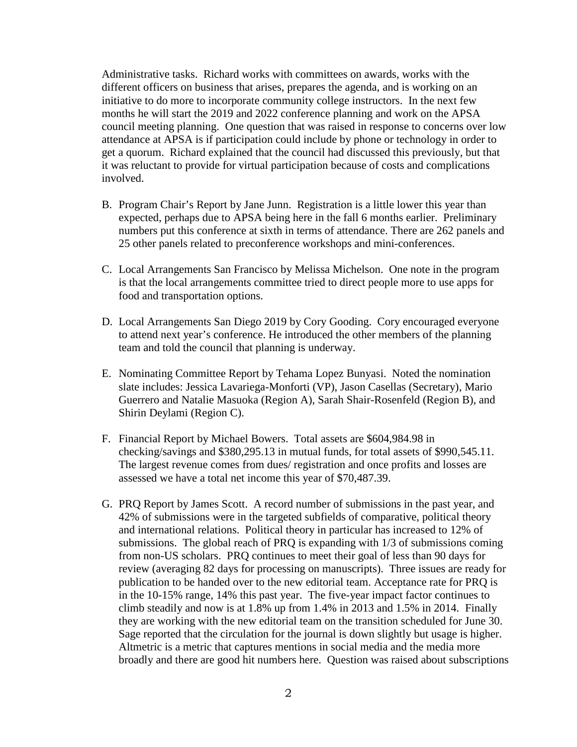Administrative tasks. Richard works with committees on awards, works with the different officers on business that arises, prepares the agenda, and is working on an initiative to do more to incorporate community college instructors. In the next few months he will start the 2019 and 2022 conference planning and work on the APSA council meeting planning. One question that was raised in response to concerns over low attendance at APSA is if participation could include by phone or technology in order to get a quorum. Richard explained that the council had discussed this previously, but that it was reluctant to provide for virtual participation because of costs and complications involved.

B. Program Chair's Report by Jane Junn. Registration is a little lower this year than expected, perhaps due to APSA being here in the fall 6 months earlier. Preliminary numbers put this conference at sixth in terms of attendance. There are 262 panels and 25 other panels related to preconference workshops and mini-conferences.

C. Local Arrangements San Francisco by Melissa Michelson. One note in the program is that the local arrangements committee tried to direct people more to use apps for food and transportation options.

D. Local Arrangements San Diego 2019 by Cory Gooding. Cory encouraged everyone to attend next year's conference. He introduced the other members of the planning team and told the council that planning is underway.

E. Nominating Committee Report by Tehama Lopez Bunyasi. Noted the nomination slate includes: Jessica Lavariega-Monforti (VP), Jason Casellas (Secretary), Mario Guerrero and Natalie Masuoka (Region A), Sarah Shair-Rosenfeld (Region B), and Shirin Deylami (Region C).

F. Financial Report by Michael Bowers. Total assets are $604,984.98 in checking/savings and $380,295.13 in mutual funds, for total assets of $990,545.11. The largest revenue comes from dues/ registration and once profits and losses are assessed we have a total net income this year of $70,487.39.

G. PRQ Report by James Scott. A record number of submissions in the past year, and 42% of submissions were in the targeted subfields of comparative, political theory and international relations. Political theory in particular has increased to 12% of submissions. The global reach of PRQ is expanding with 1/3 of submissions coming from non-US scholars. PRQ continues to meet their goal of less than 90 days for review (averaging 82 days for processing on manuscripts). Three issues are ready for publication to be handed over to the new editorial team. Acceptance rate for PRQ is in the 10-15% range, 14% this past year. The five-year impact factor continues to climb steadily and now is at 1.8% up from 1.4% in 2013 and 1.5% in 2014. Finally they are working with the new editorial team on the transition scheduled for June 30. Sage reported that the circulation for the journal is down slightly but usage is higher. Altmetric is a metric that captures mentions in social media and the media more broadly and there are good hit numbers here. Question was raised about subscriptions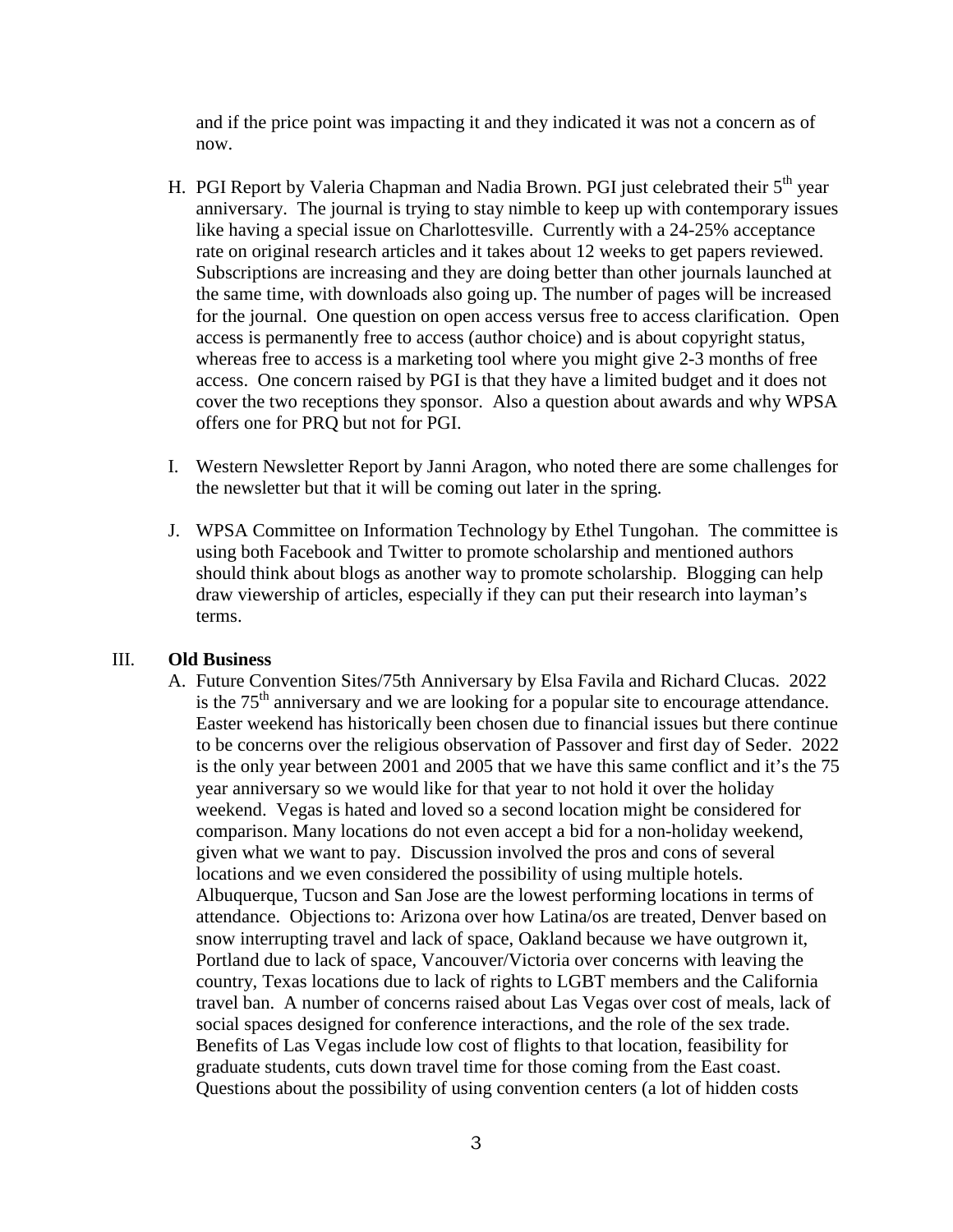and if the price point was impacting it and they indicated it was not a concern as of now.

H. PGI Report by Valeria Chapman and Nadia Brown. PGI just celebrated their 5th year anniversary. The journal is trying to stay nimble to keep up with contemporary issues like having a special issue on Charlottesville. Currently with a 24-25% acceptance rate on original research articles and it takes about 12 weeks to get papers reviewed. Subscriptions are increasing and they are doing better than other journals launched at the same time, with downloads also going up. The number of pages will be increased for the journal. One question on open access versus free to access clarification. Open access is permanently free to access (author choice) and is about copyright status, whereas free to access is a marketing tool where you might give 2-3 months of free access. One concern raised by PGI is that they have a limited budget and it does not cover the two receptions they sponsor. Also a question about awards and why WPSA offers one for PRQ but not for PGI.

I. Western Newsletter Report by Janni Aragon, who noted there are some challenges for the newsletter but that it will be coming out later in the spring.

J. WPSA Committee on Information Technology by Ethel Tungohan. The committee is using both Facebook and Twitter to promote scholarship and mentioned authors should think about blogs as another way to promote scholarship. Blogging can help draw viewership of articles, especially if they can put their research into layman's terms.

III. **Old Business**

A. Future Convention Sites/75th Anniversary by Elsa Favila and Richard Clucas. 2022 is the 75th anniversary and we are looking for a popular site to encourage attendance. Easter weekend has historically been chosen due to financial issues but there continue to be concerns over the religious observation of Passover and first day of Seder. 2022 is the only year between 2001 and 2005 that we have this same conflict and it's the 75 year anniversary so we would like for that year to not hold it over the holiday weekend. Vegas is hated and loved so a second location might be considered for comparison. Many locations do not even accept a bid for a non-holiday weekend, given what we want to pay. Discussion involved the pros and cons of several locations and we even considered the possibility of using multiple hotels. Albuquerque, Tucson and San Jose are the lowest performing locations in terms of attendance. Objections to: Arizona over how Latina/os are treated, Denver based on snow interrupting travel and lack of space, Oakland because we have outgrown it, Portland due to lack of space, Vancouver/Victoria over concerns with leaving the country, Texas locations due to lack of rights to LGBT members and the California travel ban. A number of concerns raised about Las Vegas over cost of meals, lack of social spaces designed for conference interactions, and the role of the sex trade. Benefits of Las Vegas include low cost of flights to that location, feasibility for graduate students, cuts down travel time for those coming from the East coast. Questions about the possibility of using convention centers (a lot of hidden costs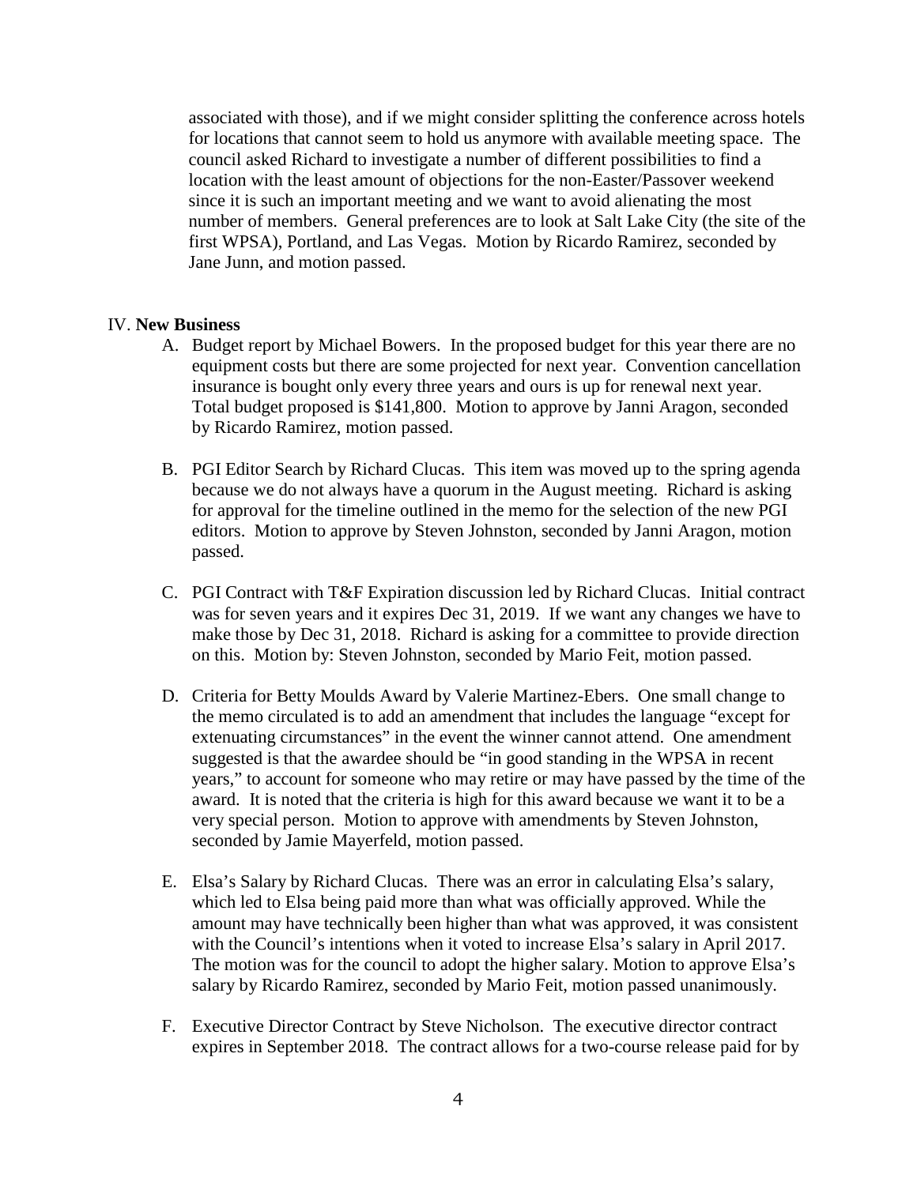associated with those), and if we might consider splitting the conference across hotels for locations that cannot seem to hold us anymore with available meeting space. The council asked Richard to investigate a number of different possibilities to find a location with the least amount of objections for the non-Easter/Passover weekend since it is such an important meeting and we want to avoid alienating the most number of members. General preferences are to look at Salt Lake City (the site of the first WPSA), Portland, and Las Vegas. Motion by Ricardo Ramirez, seconded by Jane Junn, and motion passed.

IV. **New Business**

A. Budget report by Michael Bowers. In the proposed budget for this year there are no equipment costs but there are some projected for next year. Convention cancellation insurance is bought only every three years and ours is up for renewal next year. Total budget proposed is $141,800. Motion to approve by Janni Aragon, seconded by Ricardo Ramirez, motion passed.

B. PGI Editor Search by Richard Clucas. This item was moved up to the spring agenda because we do not always have a quorum in the August meeting. Richard is asking for approval for the timeline outlined in the memo for the selection of the new PGI editors. Motion to approve by Steven Johnston, seconded by Janni Aragon, motion passed.

C. PGI Contract with T&F Expiration discussion led by Richard Clucas. Initial contract was for seven years and it expires Dec 31, 2019. If we want any changes we have to make those by Dec 31, 2018. Richard is asking for a committee to provide direction on this. Motion by: Steven Johnston, seconded by Mario Feit, motion passed.

D. Criteria for Betty Moulds Award by Valerie Martinez-Ebers. One small change to the memo circulated is to add an amendment that includes the language "except for extenuating circumstances" in the event the winner cannot attend. One amendment suggested is that the awardee should be "in good standing in the WPSA in recent years," to account for someone who may retire or may have passed by the time of the award. It is noted that the criteria is high for this award because we want it to be a very special person. Motion to approve with amendments by Steven Johnston, seconded by Jamie Mayerfeld, motion passed.

E. Elsa's Salary by Richard Clucas. There was an error in calculating Elsa's salary, which led to Elsa being paid more than what was officially approved. While the amount may have technically been higher than what was approved, it was consistent with the Council's intentions when it voted to increase Elsa's salary in April 2017. The motion was for the council to adopt the higher salary. Motion to approve Elsa's salary by Ricardo Ramirez, seconded by Mario Feit, motion passed unanimously.

F. Executive Director Contract by Steve Nicholson. The executive director contract expires in September 2018. The contract allows for a two-course release paid for by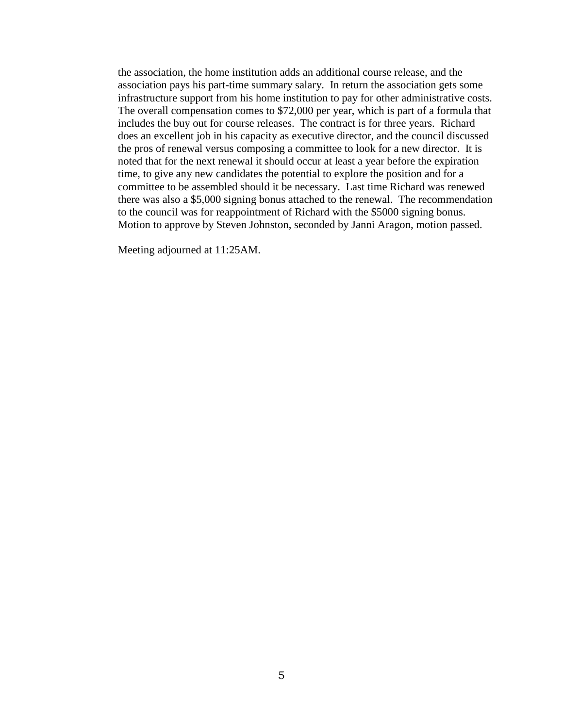the association, the home institution adds an additional course release, and the association pays his part-time summary salary. In return the association gets some infrastructure support from his home institution to pay for other administrative costs. The overall compensation comes to $72,000 per year, which is part of a formula that includes the buy out for course releases. The contract is for three years. Richard does an excellent job in his capacity as executive director, and the council discussed the pros of renewal versus composing a committee to look for a new director. It is noted that for the next renewal it should occur at least a year before the expiration time, to give any new candidates the potential to explore the position and for a committee to be assembled should it be necessary. Last time Richard was renewed there was also a $5,000 signing bonus attached to the renewal. The recommendation to the council was for reappointment of Richard with the $5000 signing bonus. Motion to approve by Steven Johnston, seconded by Janni Aragon, motion passed.

Meeting adjourned at 11:25AM.